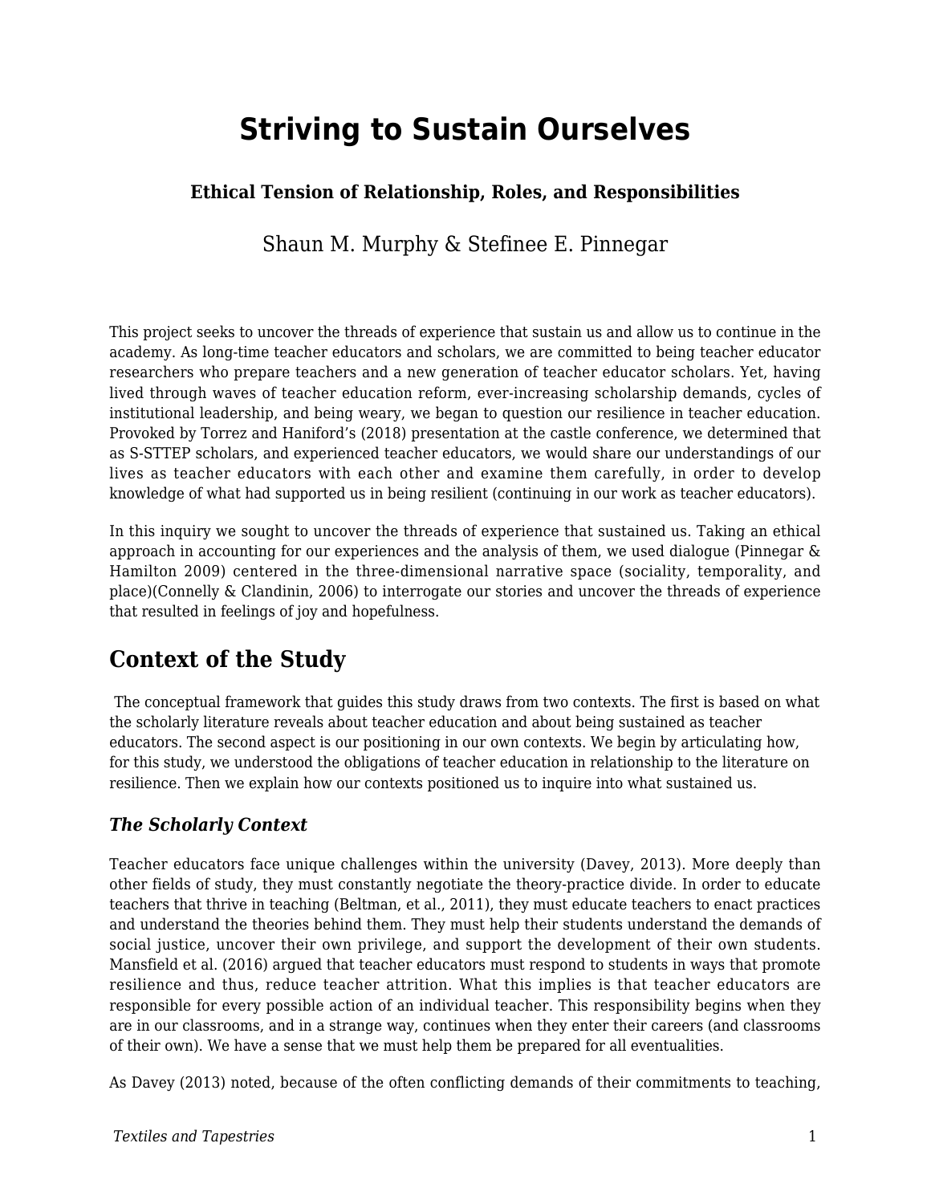# Striving to Sustain Ourselves

### Ethical Tension of Relationship, Roles, and Responsibilities

Shaun M. Murphy & Stefinee E. Pinnegar

This project seeks to uncover the threads of experience that sustain us and allow us to continue in the academy. As long-time teacher educators and scholars, we are committed to being teacher educator researchers who prepare teachers and a new generation of teacher educator scholars. Yet, having lived through waves of teacher education reform, ever-increasing scholarship demands, cycles of institutional leadership, and being weary, we began to question our resilience in teacher education. Provoked by Torrez and Haniford's (2018) presentation at the castle conference, we determined that as S-STTEP scholars, and experienced teacher educators, we would share our understandings of our lives as teacher educators with each other and examine them carefully, in order to develop knowledge of what had supported us in being resilient (continuing in our work as teacher educators).

In this inquiry we sought to uncover the threads of experience that sustained us. Taking an ethical approach in accounting for our experiences and the analysis of them, we used dialogue (Pinnegar & Hamilton 2009) centered in the three-dimensional narrative space (sociality, temporality, and place)(Connelly & Clandinin, 2006) to interrogate our stories and uncover the threads of experience that resulted in feelings of joy and hopefulness.

## Context of the Study

The conceptual framework that guides this study draws from two contexts. The first is based on what the scholarly literature reveals about teacher education and about being sustained as teacher educators. The second aspect is our positioning in our own contexts. We begin by articulating how, for this study, we understood the obligations of teacher education in relationship to the literature on resilience. Then we explain how our contexts positioned us to inquire into what sustained us.

### *The Scholarly Context*

Teacher educators face unique challenges within the university (Davey, 2013). More deeply than other fields of study, they must constantly negotiate the theory-practice divide. In order to educate teachers that thrive in teaching (Beltman, et al., 2011), they must educate teachers to enact practices and understand the theories behind them. They must help their students understand the demands of social justice, uncover their own privilege, and support the development of their own students. Mansfield et al. (2016) argued that teacher educators must respond to students in ways that promote resilience and thus, reduce teacher attrition. What this implies is that teacher educators are responsible for every possible action of an individual teacher. This responsibility begins when they are in our classrooms, and in a strange way, continues when they enter their careers (and classrooms of their own). We have a sense that we must help them be prepared for all eventualities.

As Davey (2013) noted, because of the often conflicting demands of their commitments to teaching,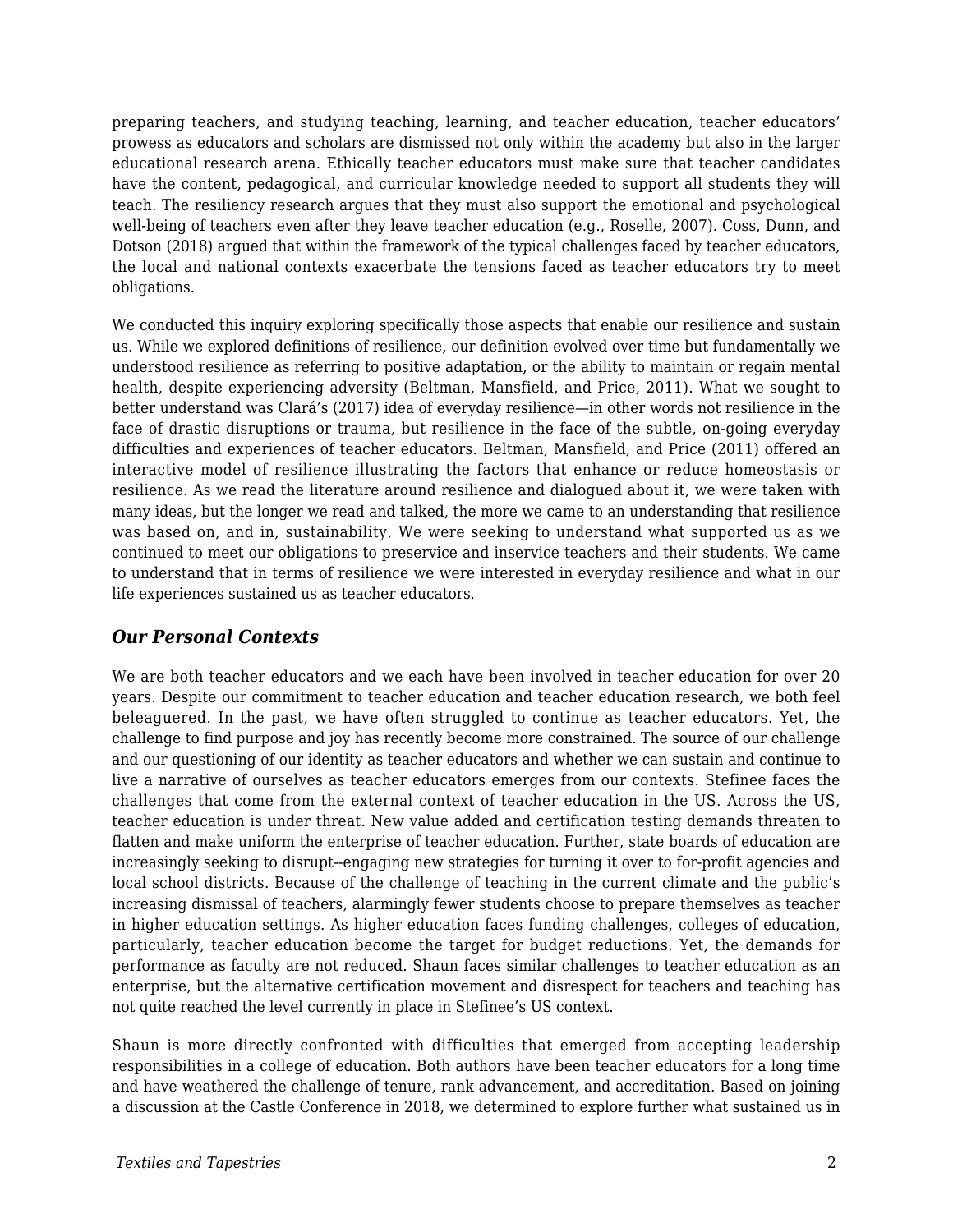preparing teachers, and studying teaching, learning, and teacher education, teacher educators' prowess as educators and scholars are dismissed not only within the academy but also in the larger educational research arena. Ethically teacher educators must make sure that teacher candidates have the content, pedagogical, and curricular knowledge needed to support all students they will teach. The resiliency research argues that they must also support the emotional and psychological well-being of teachers even after they leave teacher education (e.g., Roselle, 2007). Coss, Dunn, and Dotson (2018) argued that within the framework of the typical challenges faced by teacher educators, the local and national contexts exacerbate the tensions faced as teacher educators try to meet obligations.

We conducted this inquiry exploring specifically those aspects that enable our resilience and sustain us. While we explored definitions of resilience, our definition evolved over time but fundamentally we understood resilience as referring to positive adaptation, or the ability to maintain or regain mental health, despite experiencing adversity (Beltman, Mansfield, and Price, 2011). What we sought to better understand was Clará's (2017) idea of everyday resilience—in other words not resilience in the face of drastic disruptions or trauma, but resilience in the face of the subtle, on-going everyday difficulties and experiences of teacher educators. Beltman, Mansfield, and Price (2011) offered an interactive model of resilience illustrating the factors that enhance or reduce homeostasis or resilience. As we read the literature around resilience and dialogued about it, we were taken with many ideas, but the longer we read and talked, the more we came to an understanding that resilience was based on, and in, sustainability. We were seeking to understand what supported us as we continued to meet our obligations to preservice and inservice teachers and their students. We came to understand that in terms of resilience we were interested in everyday resilience and what in our life experiences sustained us as teacher educators.

### *Our Personal Contexts*

We are both teacher educators and we each have been involved in teacher education for over 20 years. Despite our commitment to teacher education and teacher education research, we both feel beleaguered. In the past, we have often struggled to continue as teacher educators. Yet, the challenge to find purpose and joy has recently become more constrained. The source of our challenge and our questioning of our identity as teacher educators and whether we can sustain and continue to live a narrative of ourselves as teacher educators emerges from our contexts. Stefinee faces the challenges that come from the external context of teacher education in the US. Across the US, teacher education is under threat. New value added and certification testing demands threaten to flatten and make uniform the enterprise of teacher education. Further, state boards of education are increasingly seeking to disrupt--engaging new strategies for turning it over to for-profit agencies and local school districts. Because of the challenge of teaching in the current climate and the public's increasing dismissal of teachers, alarmingly fewer students choose to prepare themselves as teacher in higher education settings. As higher education faces funding challenges, colleges of education, particularly, teacher education become the target for budget reductions. Yet, the demands for performance as faculty are not reduced. Shaun faces similar challenges to teacher education as an enterprise, but the alternative certification movement and disrespect for teachers and teaching has not quite reached the level currently in place in Stefinee's US context.

Shaun is more directly confronted with difficulties that emerged from accepting leadership responsibilities in a college of education. Both authors have been teacher educators for a long time and have weathered the challenge of tenure, rank advancement, and accreditation. Based on joining a discussion at the Castle Conference in 2018, we determined to explore further what sustained us in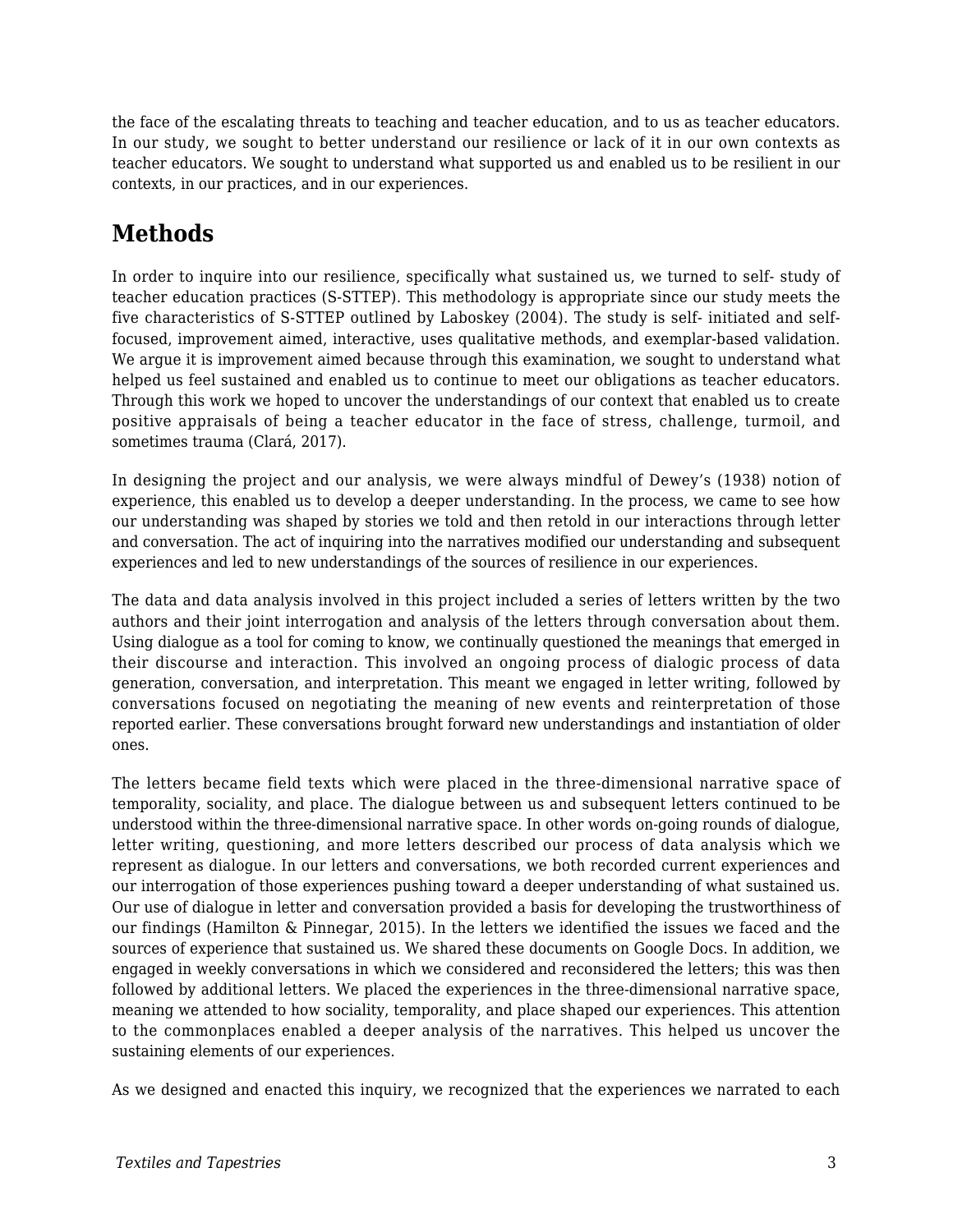the face of the escalating threats to teaching and teacher education, and to us as teacher educators. In our study, we sought to better understand our resilience or lack of it in our own contexts as teacher educators. We sought to understand what supported us and enabled us to be resilient in our contexts, in our practices, and in our experiences.

## Methods

In order to inquire into our resilience, specifically what sustained us, we turned to self- study of teacher education practices (S-STTEP). This methodology is appropriate since our study meets the five characteristics of S-STTEP outlined by Laboskey (2004). The study is self- initiated and self-focused, improvement aimed, interactive, uses qualitative methods, and exemplar-based validation. We argue it is improvement aimed because through this examination, we sought to understand what helped us feel sustained and enabled us to continue to meet our obligations as teacher educators. Through this work we hoped to uncover the understandings of our context that enabled us to create positive appraisals of being a teacher educator in the face of stress, challenge, turmoil, and sometimes trauma (Clará, 2017).

In designing the project and our analysis, we were always mindful of Dewey's (1938) notion of experience, this enabled us to develop a deeper understanding. In the process, we came to see how our understanding was shaped by stories we told and then retold in our interactions through letter and conversation. The act of inquiring into the narratives modified our understanding and subsequent experiences and led to new understandings of the sources of resilience in our experiences.

The data and data analysis involved in this project included a series of letters written by the two authors and their joint interrogation and analysis of the letters through conversation about them. Using dialogue as a tool for coming to know, we continually questioned the meanings that emerged in their discourse and interaction. This involved an ongoing process of dialogic process of data generation, conversation, and interpretation. This meant we engaged in letter writing, followed by conversations focused on negotiating the meaning of new events and reinterpretation of those reported earlier. These conversations brought forward new understandings and instantiation of older ones.

The letters became field texts which were placed in the three-dimensional narrative space of temporality, sociality, and place. The dialogue between us and subsequent letters continued to be understood within the three-dimensional narrative space. In other words on-going rounds of dialogue, letter writing, questioning, and more letters described our process of data analysis which we represent as dialogue. In our letters and conversations, we both recorded current experiences and our interrogation of those experiences pushing toward a deeper understanding of what sustained us. Our use of dialogue in letter and conversation provided a basis for developing the trustworthiness of our findings (Hamilton & Pinnegar, 2015). In the letters we identified the issues we faced and the sources of experience that sustained us. We shared these documents on Google Docs. In addition, we engaged in weekly conversations in which we considered and reconsidered the letters; this was then followed by additional letters. We placed the experiences in the three-dimensional narrative space, meaning we attended to how sociality, temporality, and place shaped our experiences. This attention to the commonplaces enabled a deeper analysis of the narratives. This helped us uncover the sustaining elements of our experiences.

As we designed and enacted this inquiry, we recognized that the experiences we narrated to each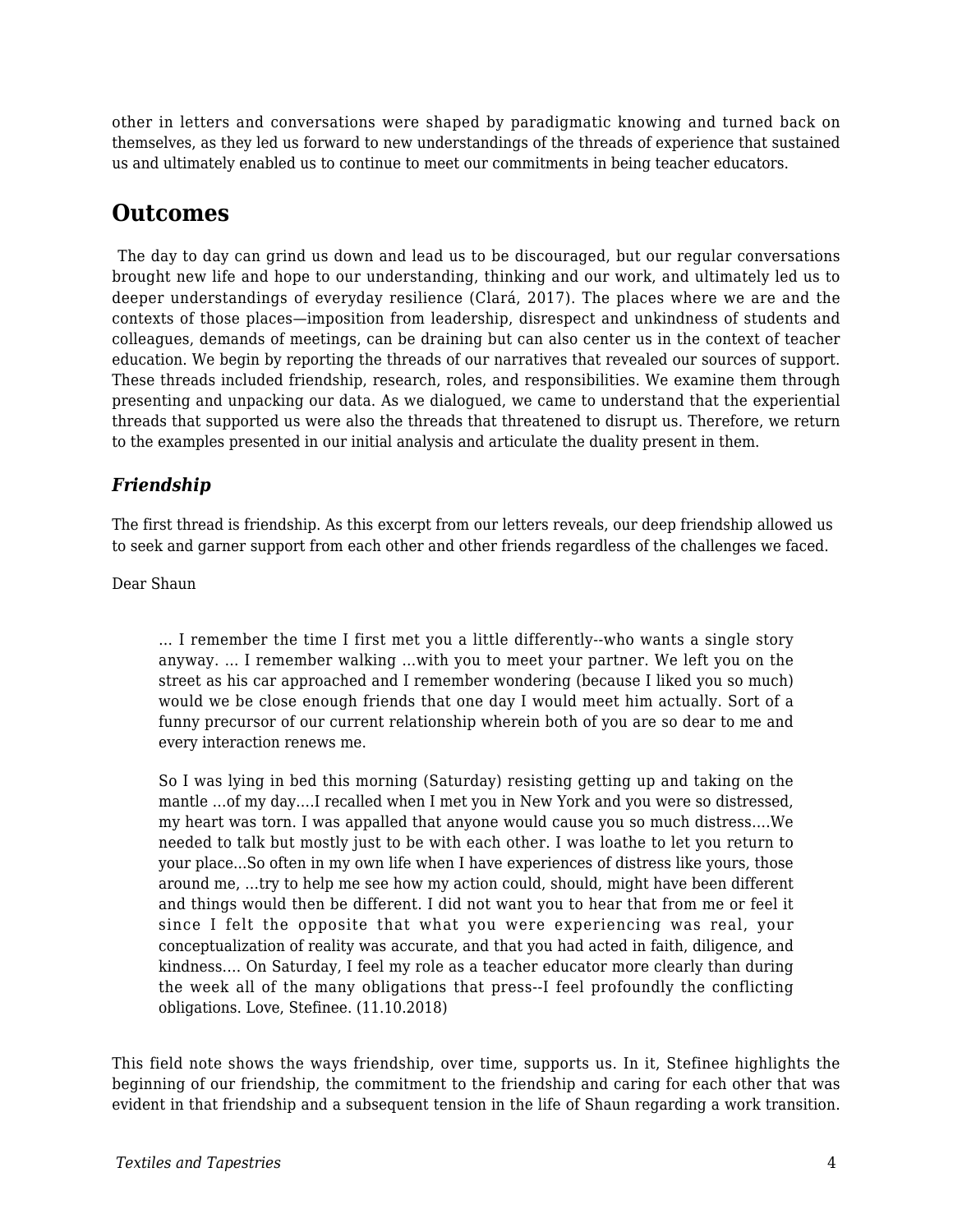other in letters and conversations were shaped by paradigmatic knowing and turned back on themselves, as they led us forward to new understandings of the threads of experience that sustained us and ultimately enabled us to continue to meet our commitments in being teacher educators.

## Outcomes

The day to day can grind us down and lead us to be discouraged, but our regular conversations brought new life and hope to our understanding, thinking and our work, and ultimately led us to deeper understandings of everyday resilience (Clará, 2017). The places where we are and the contexts of those places—imposition from leadership, disrespect and unkindness of students and colleagues, demands of meetings, can be draining but can also center us in the context of teacher education. We begin by reporting the threads of our narratives that revealed our sources of support. These threads included friendship, research, roles, and responsibilities. We examine them through presenting and unpacking our data. As we dialogued, we came to understand that the experiential threads that supported us were also the threads that threatened to disrupt us. Therefore, we return to the examples presented in our initial analysis and articulate the duality present in them.

### *Friendship*

The first thread is friendship. As this excerpt from our letters reveals, our deep friendship allowed us to seek and garner support from each other and other friends regardless of the challenges we faced.

Dear Shaun

> … I remember the time I first met you a little differently--who wants a single story anyway. … I remember walking …with you to meet your partner. We left you on the street as his car approached and I remember wondering (because I liked you so much) would we be close enough friends that one day I would meet him actually. Sort of a funny precursor of our current relationship wherein both of you are so dear to me and every interaction renews me.
>
> So I was lying in bed this morning (Saturday) resisting getting up and taking on the mantle …of my day….I recalled when I met you in New York and you were so distressed, my heart was torn. I was appalled that anyone would cause you so much distress….We needed to talk but mostly just to be with each other. I was loathe to let you return to your place...So often in my own life when I have experiences of distress like yours, those around me, …try to help me see how my action could, should, might have been different and things would then be different. I did not want you to hear that from me or feel it since I felt the opposite that what you were experiencing was real, your conceptualization of reality was accurate, and that you had acted in faith, diligence, and kindness…. On Saturday, I feel my role as a teacher educator more clearly than during the week all of the many obligations that press--I feel profoundly the conflicting obligations. Love, Stefinee. (11.10.2018)

This field note shows the ways friendship, over time, supports us. In it, Stefinee highlights the beginning of our friendship, the commitment to the friendship and caring for each other that was evident in that friendship and a subsequent tension in the life of Shaun regarding a work transition.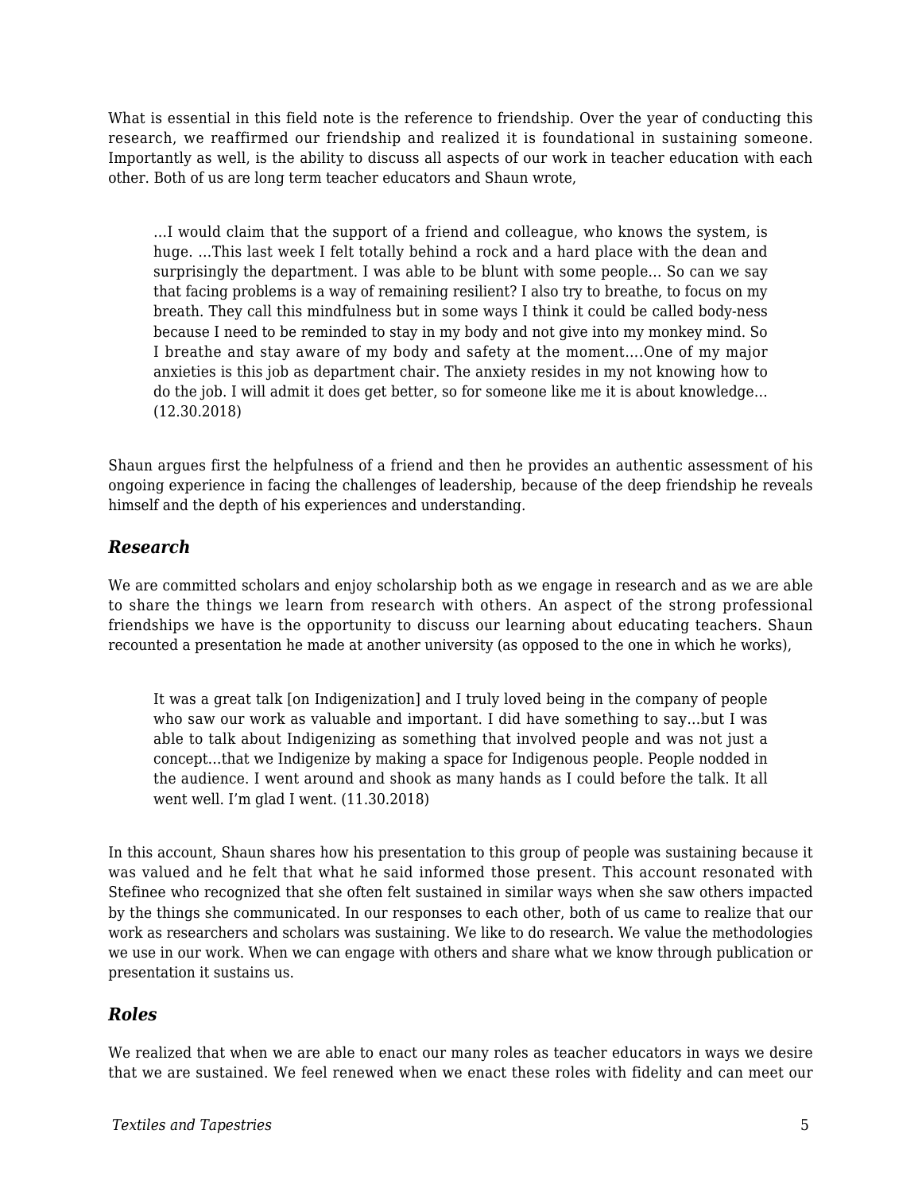What is essential in this field note is the reference to friendship. Over the year of conducting this research, we reaffirmed our friendship and realized it is foundational in sustaining someone. Importantly as well, is the ability to discuss all aspects of our work in teacher education with each other. Both of us are long term teacher educators and Shaun wrote,

> …I would claim that the support of a friend and colleague, who knows the system, is huge. …This last week I felt totally behind a rock and a hard place with the dean and surprisingly the department. I was able to be blunt with some people… So can we say that facing problems is a way of remaining resilient? I also try to breathe, to focus on my breath. They call this mindfulness but in some ways I think it could be called body-ness because I need to be reminded to stay in my body and not give into my monkey mind. So I breathe and stay aware of my body and safety at the moment.…One of my major anxieties is this job as department chair. The anxiety resides in my not knowing how to do the job. I will admit it does get better, so for someone like me it is about knowledge… (12.30.2018)

Shaun argues first the helpfulness of a friend and then he provides an authentic assessment of his ongoing experience in facing the challenges of leadership, because of the deep friendship he reveals himself and the depth of his experiences and understanding.

### *Research*

We are committed scholars and enjoy scholarship both as we engage in research and as we are able to share the things we learn from research with others. An aspect of the strong professional friendships we have is the opportunity to discuss our learning about educating teachers. Shaun recounted a presentation he made at another university (as opposed to the one in which he works),

> It was a great talk [on Indigenization] and I truly loved being in the company of people who saw our work as valuable and important. I did have something to say…but I was able to talk about Indigenizing as something that involved people and was not just a concept…that we Indigenize by making a space for Indigenous people. People nodded in the audience. I went around and shook as many hands as I could before the talk. It all went well. I'm glad I went. (11.30.2018)

In this account, Shaun shares how his presentation to this group of people was sustaining because it was valued and he felt that what he said informed those present. This account resonated with Stefinee who recognized that she often felt sustained in similar ways when she saw others impacted by the things she communicated. In our responses to each other, both of us came to realize that our work as researchers and scholars was sustaining. We like to do research. We value the methodologies we use in our work. When we can engage with others and share what we know through publication or presentation it sustains us.

### *Roles*

We realized that when we are able to enact our many roles as teacher educators in ways we desire that we are sustained. We feel renewed when we enact these roles with fidelity and can meet our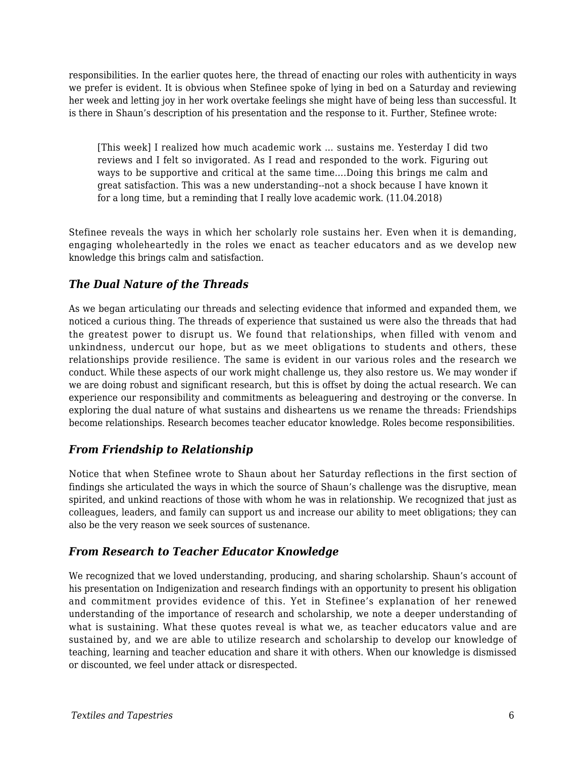responsibilities. In the earlier quotes here, the thread of enacting our roles with authenticity in ways we prefer is evident. It is obvious when Stefinee spoke of lying in bed on a Saturday and reviewing her week and letting joy in her work overtake feelings she might have of being less than successful. It is there in Shaun's description of his presentation and the response to it. Further, Stefinee wrote:

> [This week] I realized how much academic work … sustains me. Yesterday I did two reviews and I felt so invigorated. As I read and responded to the work. Figuring out ways to be supportive and critical at the same time….Doing this brings me calm and great satisfaction. This was a new understanding--not a shock because I have known it for a long time, but a reminding that I really love academic work. (11.04.2018)

Stefinee reveals the ways in which her scholarly role sustains her. Even when it is demanding, engaging wholeheartedly in the roles we enact as teacher educators and as we develop new knowledge this brings calm and satisfaction.

### *The Dual Nature of the Threads*

As we began articulating our threads and selecting evidence that informed and expanded them, we noticed a curious thing. The threads of experience that sustained us were also the threads that had the greatest power to disrupt us. We found that relationships, when filled with venom and unkindness, undercut our hope, but as we meet obligations to students and others, these relationships provide resilience. The same is evident in our various roles and the research we conduct. While these aspects of our work might challenge us, they also restore us. We may wonder if we are doing robust and significant research, but this is offset by doing the actual research. We can experience our responsibility and commitments as beleaguering and destroying or the converse. In exploring the dual nature of what sustains and disheartens us we rename the threads: Friendships become relationships. Research becomes teacher educator knowledge. Roles become responsibilities.

### *From Friendship to Relationship*

Notice that when Stefinee wrote to Shaun about her Saturday reflections in the first section of findings she articulated the ways in which the source of Shaun's challenge was the disruptive, mean spirited, and unkind reactions of those with whom he was in relationship. We recognized that just as colleagues, leaders, and family can support us and increase our ability to meet obligations; they can also be the very reason we seek sources of sustenance.

### *From Research to Teacher Educator Knowledge*

We recognized that we loved understanding, producing, and sharing scholarship. Shaun's account of his presentation on Indigenization and research findings with an opportunity to present his obligation and commitment provides evidence of this. Yet in Stefinee's explanation of her renewed understanding of the importance of research and scholarship, we note a deeper understanding of what is sustaining. What these quotes reveal is what we, as teacher educators value and are sustained by, and we are able to utilize research and scholarship to develop our knowledge of teaching, learning and teacher education and share it with others. When our knowledge is dismissed or discounted, we feel under attack or disrespected.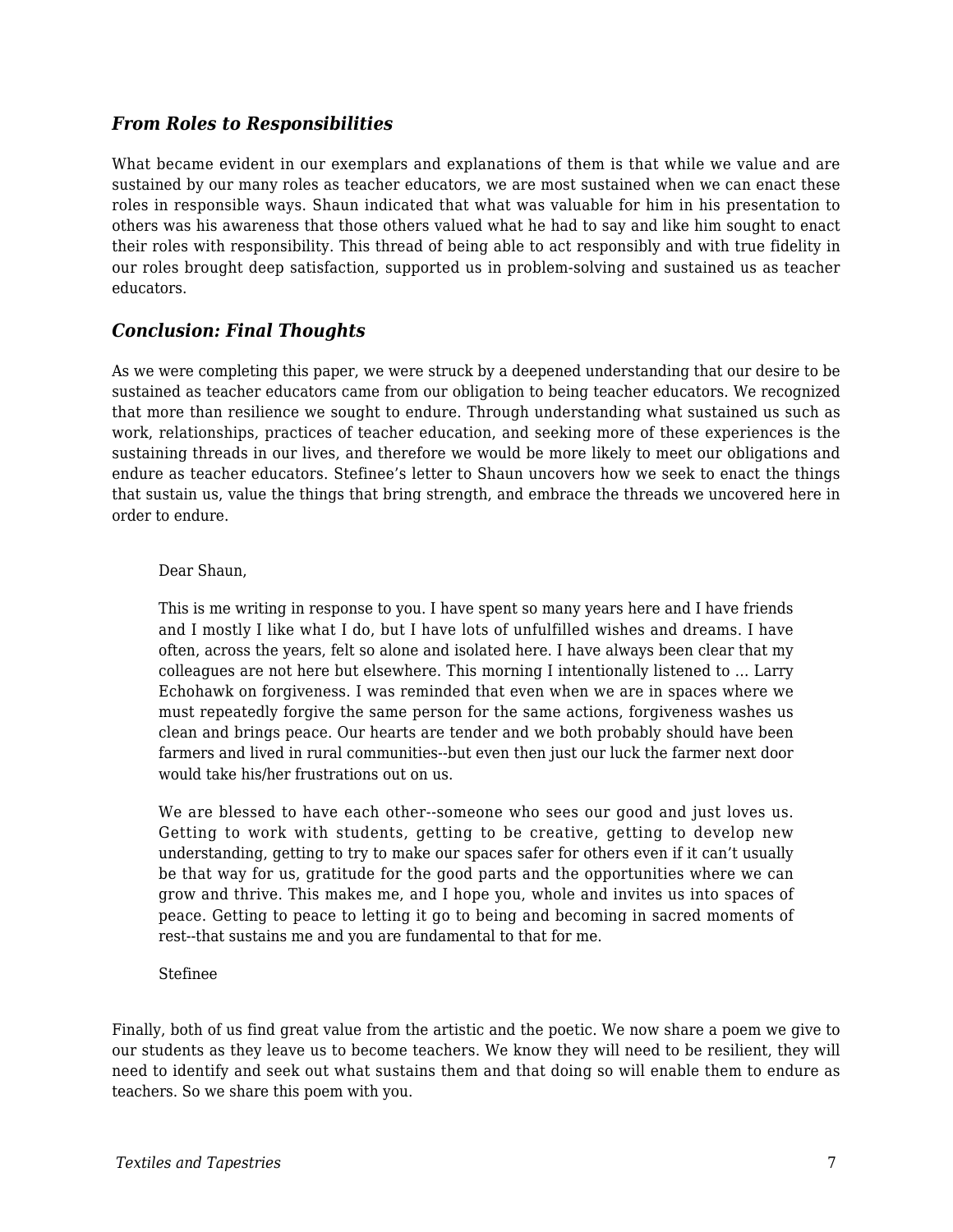### *From Roles to Responsibilities*

What became evident in our exemplars and explanations of them is that while we value and are sustained by our many roles as teacher educators, we are most sustained when we can enact these roles in responsible ways. Shaun indicated that what was valuable for him in his presentation to others was his awareness that those others valued what he had to say and like him sought to enact their roles with responsibility. This thread of being able to act responsibly and with true fidelity in our roles brought deep satisfaction, supported us in problem-solving and sustained us as teacher educators.

### *Conclusion: Final Thoughts*

As we were completing this paper, we were struck by a deepened understanding that our desire to be sustained as teacher educators came from our obligation to being teacher educators. We recognized that more than resilience we sought to endure. Through understanding what sustained us such as work, relationships, practices of teacher education, and seeking more of these experiences is the sustaining threads in our lives, and therefore we would be more likely to meet our obligations and endure as teacher educators. Stefinee's letter to Shaun uncovers how we seek to enact the things that sustain us, value the things that bring strength, and embrace the threads we uncovered here in order to endure.

> Dear Shaun,
>
> This is me writing in response to you. I have spent so many years here and I have friends and I mostly I like what I do, but I have lots of unfulfilled wishes and dreams. I have often, across the years, felt so alone and isolated here. I have always been clear that my colleagues are not here but elsewhere. This morning I intentionally listened to … Larry Echohawk on forgiveness. I was reminded that even when we are in spaces where we must repeatedly forgive the same person for the same actions, forgiveness washes us clean and brings peace. Our hearts are tender and we both probably should have been farmers and lived in rural communities--but even then just our luck the farmer next door would take his/her frustrations out on us.
>
> We are blessed to have each other--someone who sees our good and just loves us. Getting to work with students, getting to be creative, getting to develop new understanding, getting to try to make our spaces safer for others even if it can't usually be that way for us, gratitude for the good parts and the opportunities where we can grow and thrive. This makes me, and I hope you, whole and invites us into spaces of peace. Getting to peace to letting it go to being and becoming in sacred moments of rest--that sustains me and you are fundamental to that for me.
>
> Stefinee

Finally, both of us find great value from the artistic and the poetic. We now share a poem we give to our students as they leave us to become teachers. We know they will need to be resilient, they will need to identify and seek out what sustains them and that doing so will enable them to endure as teachers. So we share this poem with you.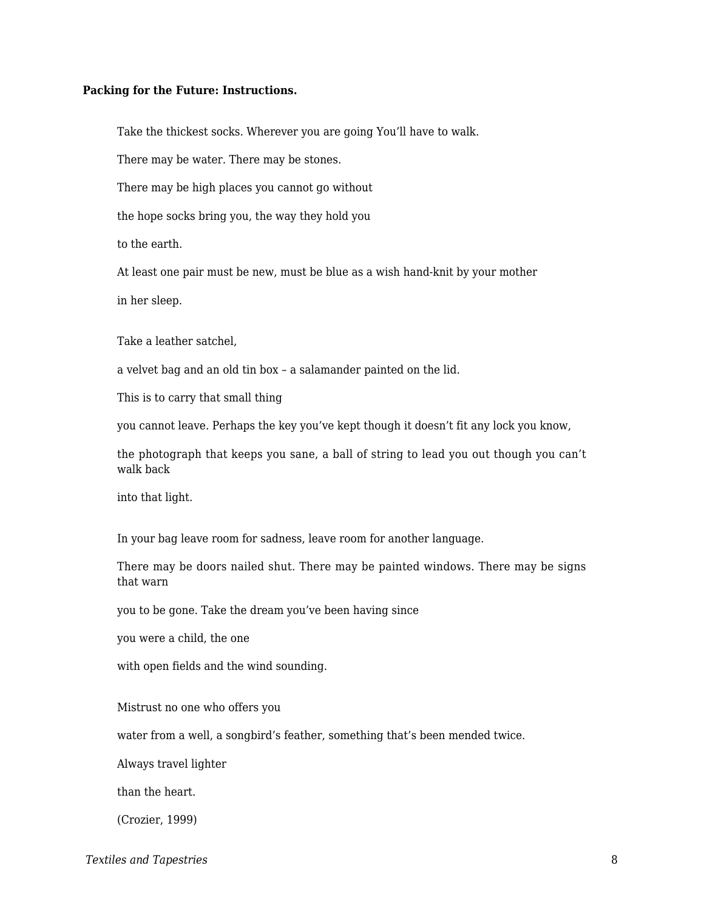**Packing for the Future: Instructions.**

Take the thickest socks. Wherever you are going You'll have to walk.

There may be water. There may be stones.

There may be high places you cannot go without

the hope socks bring you, the way they hold you

to the earth.

At least one pair must be new, must be blue as a wish hand-knit by your mother

in her sleep.

Take a leather satchel,

a velvet bag and an old tin box – a salamander painted on the lid.

This is to carry that small thing

you cannot leave. Perhaps the key you've kept though it doesn't fit any lock you know,

the photograph that keeps you sane, a ball of string to lead you out though you can't walk back

into that light.

In your bag leave room for sadness, leave room for another language.

There may be doors nailed shut. There may be painted windows. There may be signs that warn

you to be gone. Take the dream you've been having since

you were a child, the one

with open fields and the wind sounding.

Mistrust no one who offers you

water from a well, a songbird's feather, something that's been mended twice.

Always travel lighter

than the heart.

(Crozier, 1999)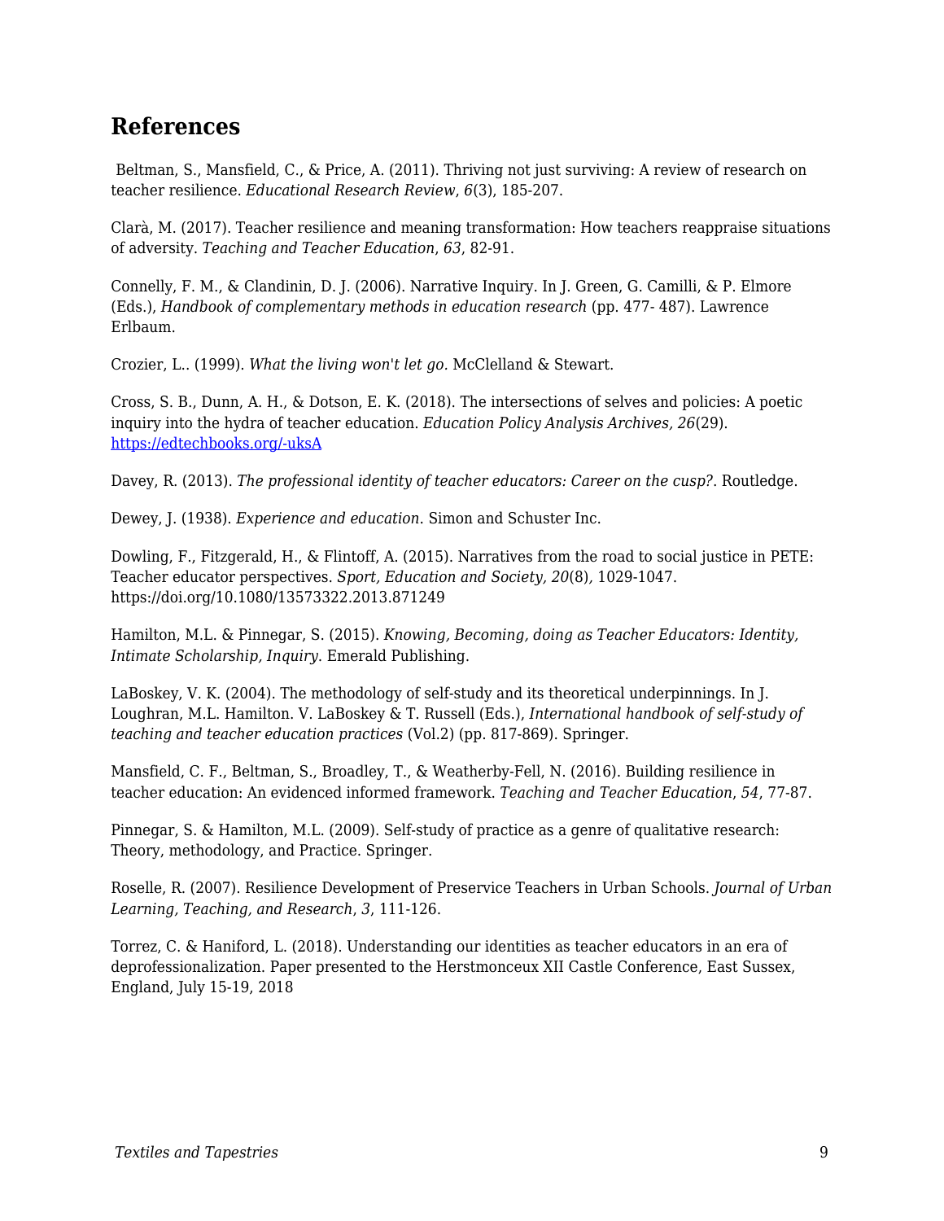## References

Beltman, S., Mansfield, C., & Price, A. (2011). Thriving not just surviving: A review of research on teacher resilience. *Educational Research Review*, *6*(3), 185-207.

Clarà, M. (2017). Teacher resilience and meaning transformation: How teachers reappraise situations of adversity. *Teaching and Teacher Education*, *63*, 82-91.

Connelly, F. M., & Clandinin, D. J. (2006). Narrative Inquiry. In J. Green, G. Camilli, & P. Elmore (Eds.), *Handbook of complementary methods in education research* (pp. 477- 487). Lawrence Erlbaum.

Crozier, L.. (1999). *What the living won't let go.* McClelland & Stewart.

Cross, S. B., Dunn, A. H., & Dotson, E. K. (2018). The intersections of selves and policies: A poetic inquiry into the hydra of teacher education. *Education Policy Analysis Archives, 26*(29). [https://edtechbooks.org/-uksA](https://edtechbooks.org/-uksA)

Davey, R. (2013). *The professional identity of teacher educators: Career on the cusp?.* Routledge.

Dewey, J. (1938). *Experience and education.* Simon and Schuster Inc.

Dowling, F., Fitzgerald, H., & Flintoff, A. (2015). Narratives from the road to social justice in PETE: Teacher educator perspectives. *Sport, Education and Society, 20*(8), 1029-1047. https://doi.org/10.1080/13573322.2013.871249

Hamilton, M.L. & Pinnegar, S. (2015). *Knowing, Becoming, doing as Teacher Educators: Identity, Intimate Scholarship, Inquiry.* Emerald Publishing.

LaBoskey, V. K. (2004). The methodology of self-study and its theoretical underpinnings. In J. Loughran, M.L. Hamilton. V. LaBoskey & T. Russell (Eds.), *International handbook of self-study of teaching and teacher education practices* (Vol.2) (pp. 817-869). Springer.

Mansfield, C. F., Beltman, S., Broadley, T., & Weatherby-Fell, N. (2016). Building resilience in teacher education: An evidenced informed framework. *Teaching and Teacher Education*, *54*, 77-87.

Pinnegar, S. & Hamilton, M.L. (2009). Self-study of practice as a genre of qualitative research: Theory, methodology, and Practice. Springer.

Roselle, R. (2007). Resilience Development of Preservice Teachers in Urban Schools. *Journal of Urban Learning, Teaching, and Research*, *3*, 111-126.

Torrez, C. & Haniford, L. (2018). Understanding our identities as teacher educators in an era of deprofessionalization. Paper presented to the Herstmonceux XII Castle Conference, East Sussex, England, July 15-19, 2018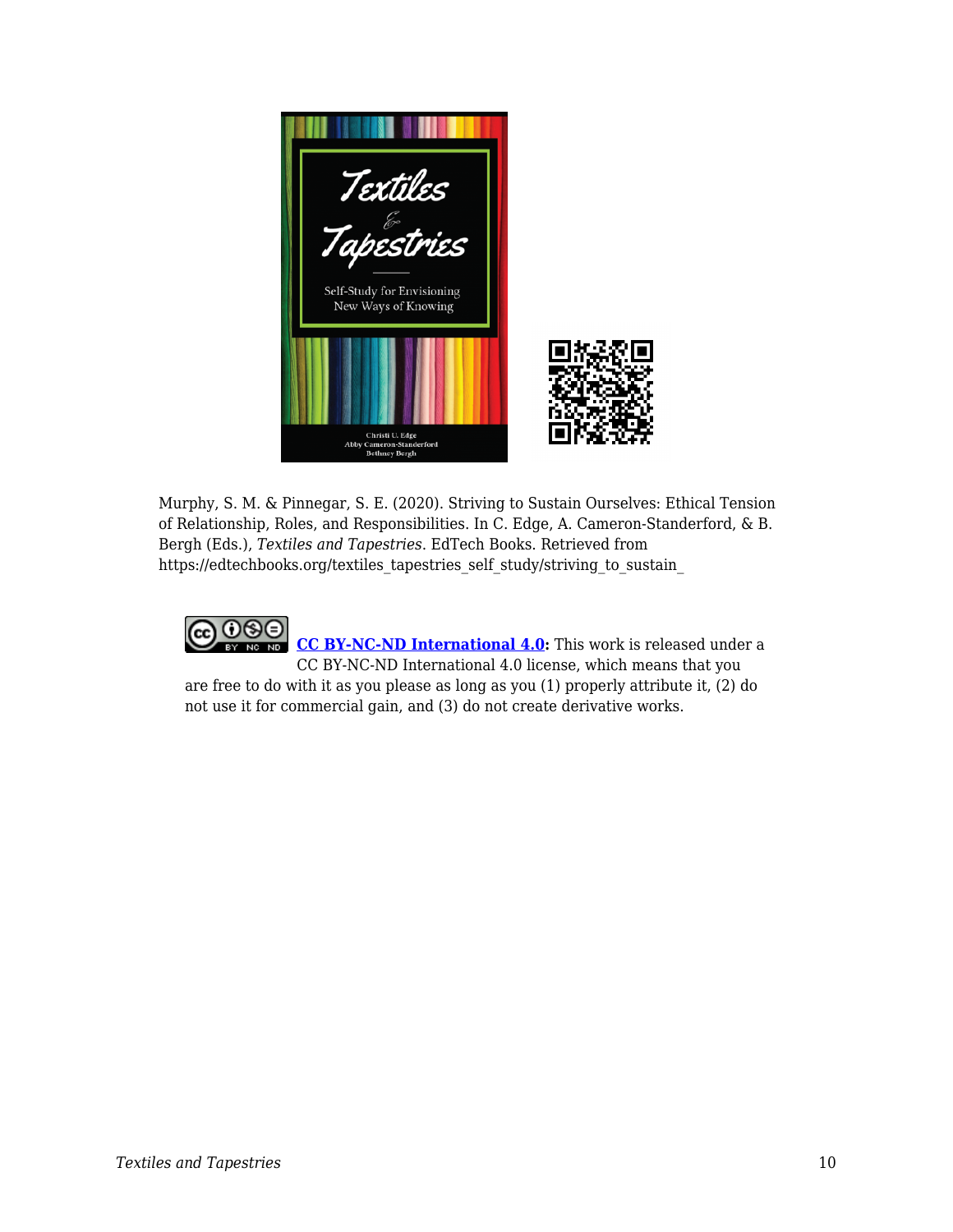Murphy, S. M. & Pinnegar, S. E. (2020). Striving to Sustain Ourselves: Ethical Tension of Relationship, Roles, and Responsibilities. In C. Edge, A. Cameron-Standerford, & B. Bergh (Eds.), *Textiles and Tapestries*. EdTech Books. Retrieved from https://edtechbooks.org/textiles_tapestries_self_study/striving_to_sustain_

**[CC BY-NC-ND International 4.0](https://creativecommons.org/licenses/by-nc-nd/4.0/):** This work is released under a CC BY-NC-ND International 4.0 license, which means that you are free to do with it as you please as long as you (1) properly attribute it, (2) do not use it for commercial gain, and (3) do not create derivative works.